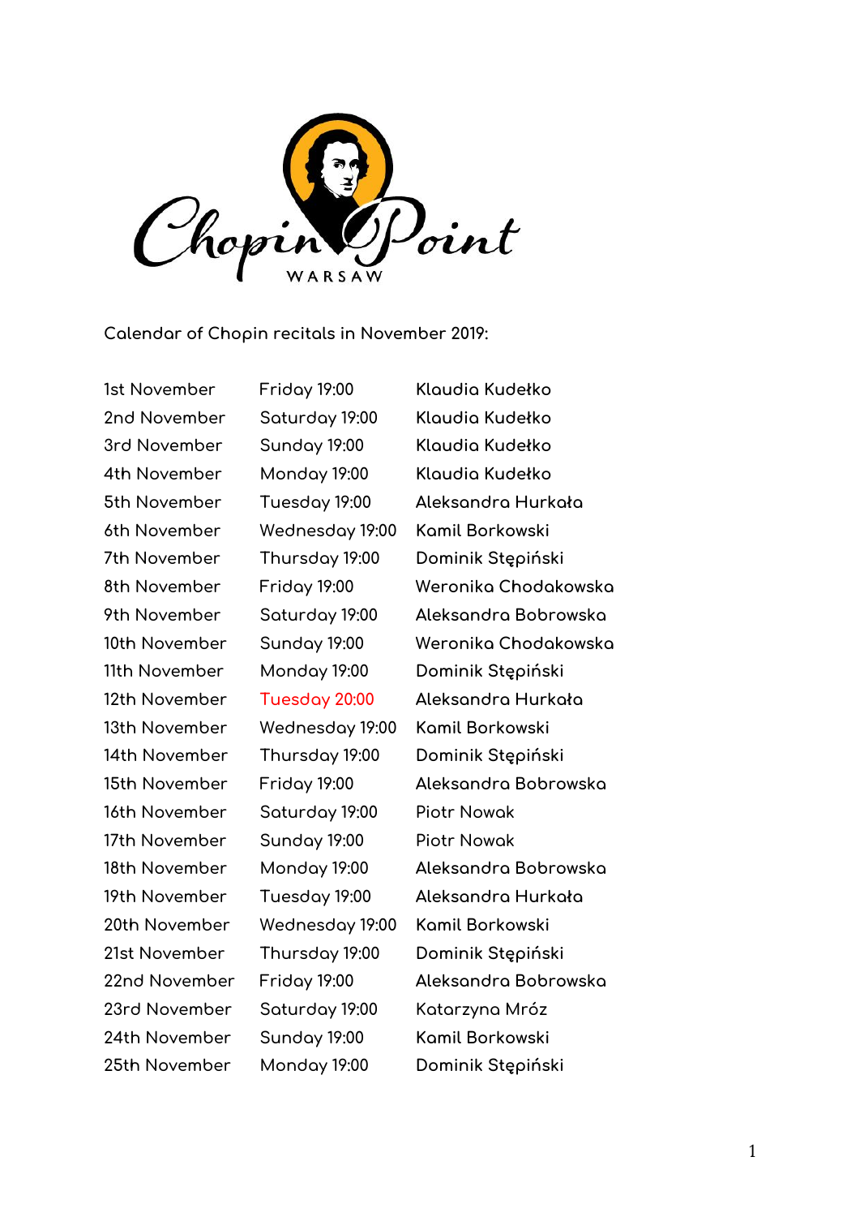Chopin Point WARSAW

Calendar of Chopin recitals in November 2019:

| | | |
|---|---|---|
| 1st November | Friday 19:00 | Klaudia Kudełko |
| 2nd November | Saturday 19:00 | Klaudia Kudełko |
| 3rd November | Sunday 19:00 | Klaudia Kudełko |
| 4th November | Monday 19:00 | Klaudia Kudełko |
| 5th November | Tuesday 19:00 | Aleksandra Hurkała |
| 6th November | Wednesday 19:00 | Kamil Borkowski |
| 7th November | Thursday 19:00 | Dominik Stępiński |
| 8th November | Friday 19:00 | Weronika Chodakowska |
| 9th November | Saturday 19:00 | Aleksandra Bobrowska |
| 10th November | Sunday 19:00 | Weronika Chodakowska |
| 11th November | Monday 19:00 | Dominik Stępiński |
| 12th November | Tuesday 20:00 | Aleksandra Hurkała |
| 13th November | Wednesday 19:00 | Kamil Borkowski |
| 14th November | Thursday 19:00 | Dominik Stępiński |
| 15th November | Friday 19:00 | Aleksandra Bobrowska |
| 16th November | Saturday 19:00 | Piotr Nowak |
| 17th November | Sunday 19:00 | Piotr Nowak |
| 18th November | Monday 19:00 | Aleksandra Bobrowska |
| 19th November | Tuesday 19:00 | Aleksandra Hurkała |
| 20th November | Wednesday 19:00 | Kamil Borkowski |
| 21st November | Thursday 19:00 | Dominik Stępiński |
| 22nd November | Friday 19:00 | Aleksandra Bobrowska |
| 23rd November | Saturday 19:00 | Katarzyna Mróz |
| 24th November | Sunday 19:00 | Kamil Borkowski |
| 25th November | Monday 19:00 | Dominik Stępiński |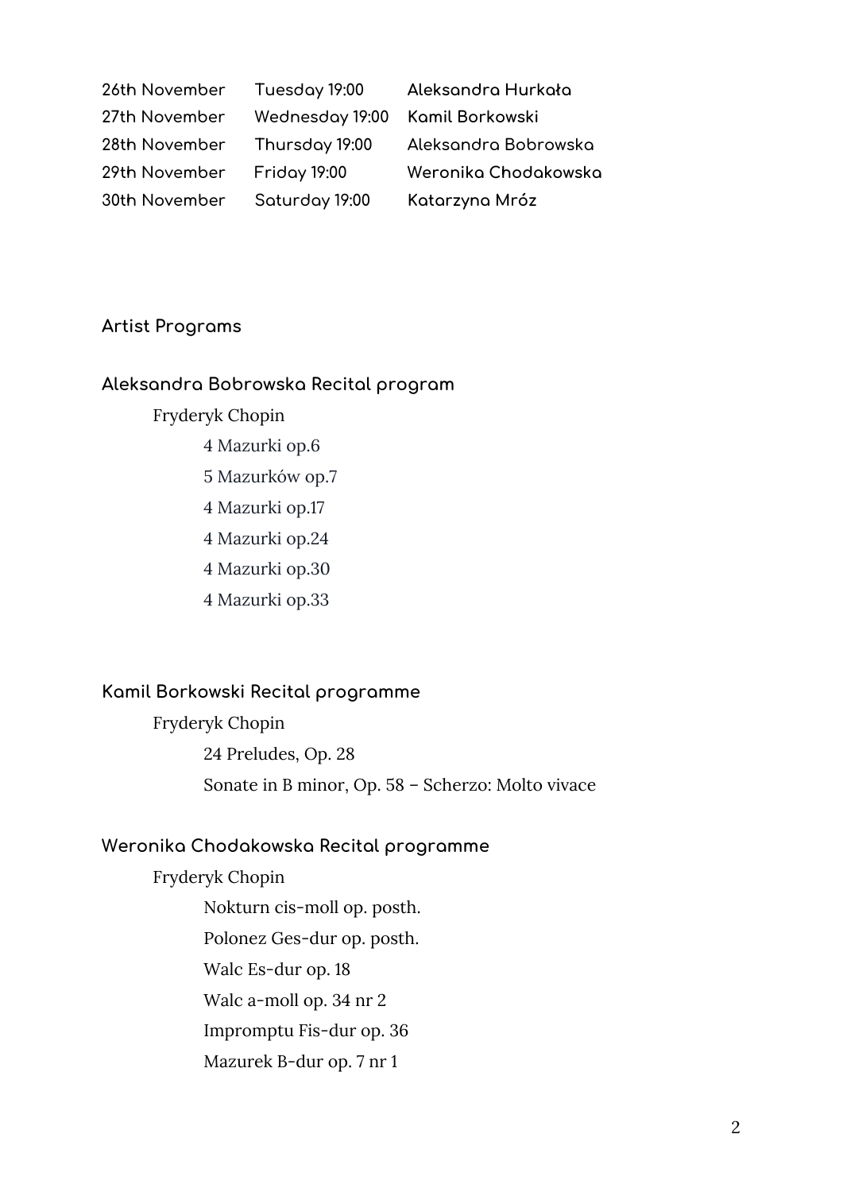| | | |
|---|---|---|
| 26th November | Tuesday 19:00 | Aleksandra Hurkała |
| 27th November | Wednesday 19:00 | Kamil Borkowski |
| 28th November | Thursday 19:00 | Aleksandra Bobrowska |
| 29th November | Friday 19:00 | Weronika Chodakowska |
| 30th November | Saturday 19:00 | Katarzyna Mróz |

## Artist Programs

### Aleksandra Bobrowska Recital program

Fryderyk Chopin

- 4 Mazurki op.6
- 5 Mazurków op.7
- 4 Mazurki op.17
- 4 Mazurki op.24
- 4 Mazurki op.30
- 4 Mazurki op.33

### Kamil Borkowski Recital programme

Fryderyk Chopin

- 24 Preludes, Op. 28
- Sonate in B minor, Op. 58 – Scherzo: Molto vivace

### Weronika Chodakowska Recital programme

Fryderyk Chopin

- Nokturn cis-moll op. posth.
- Polonez Ges-dur op. posth.
- Walc Es-dur op. 18
- Walc a-moll op. 34 nr 2
- Impromptu Fis-dur op. 36
- Mazurek B-dur op. 7 nr 1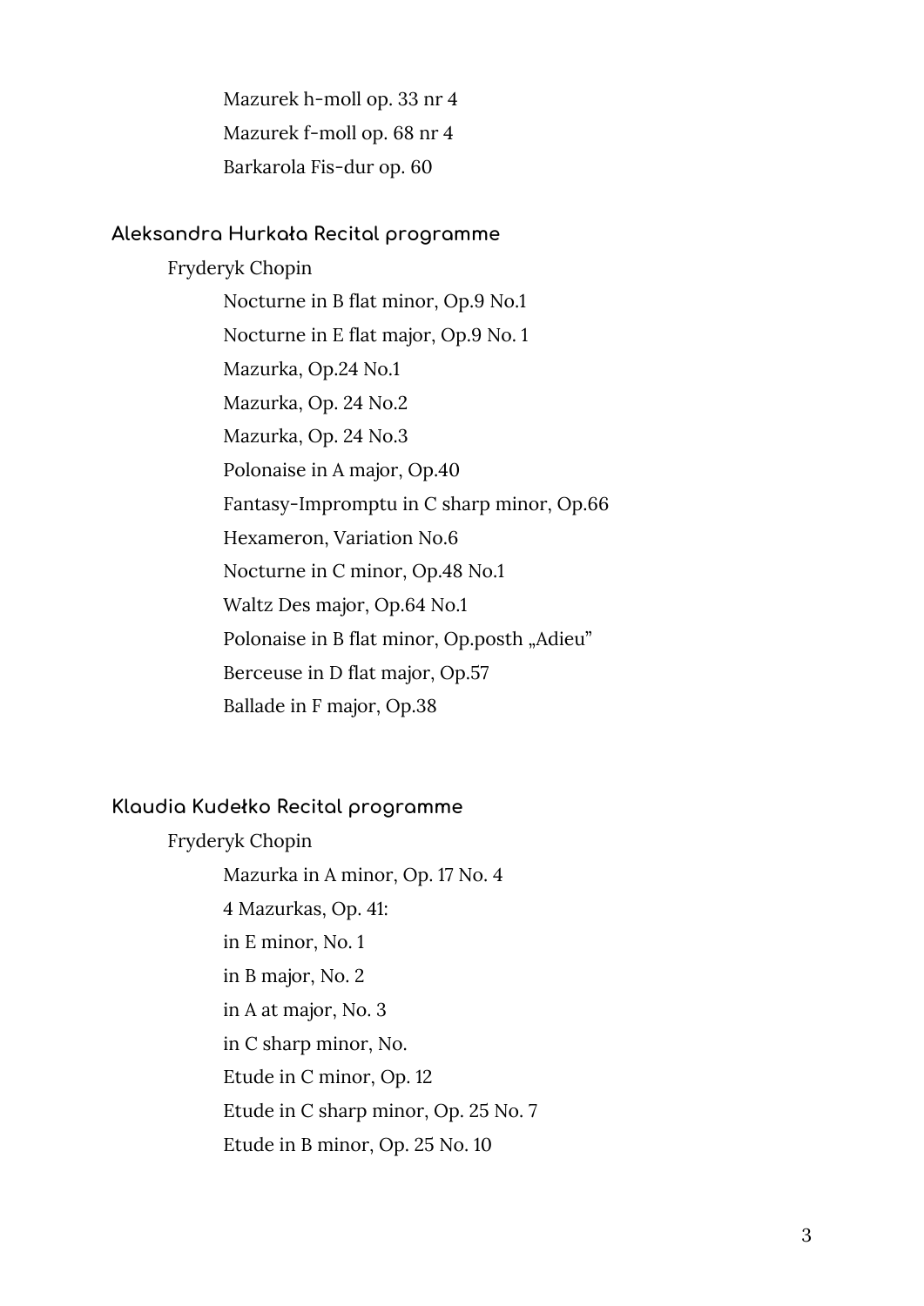Mazurek h-moll op. 33 nr 4

Mazurek f-moll op. 68 nr 4

Barkarola Fis-dur op. 60

### Aleksandra Hurkała Recital programme

Fryderyk Chopin

Nocturne in B flat minor, Op.9 No.1

Nocturne in E flat major, Op.9 No. 1

Mazurka, Op.24 No.1

Mazurka, Op. 24 No.2

Mazurka, Op. 24 No.3

Polonaise in A major, Op.40

Fantasy-Impromptu in C sharp minor, Op.66

Hexameron, Variation No.6

Nocturne in C minor, Op.48 No.1

Waltz Des major, Op.64 No.1

Polonaise in B flat minor, Op.posth „Adieu"

Berceuse in D flat major, Op.57

Ballade in F major, Op.38

### Klaudia Kudełko Recital programme

Fryderyk Chopin

Mazurka in A minor, Op. 17 No. 4

4 Mazurkas, Op. 41:

in E minor, No. 1

in B major, No. 2

in A at major, No. 3

in C sharp minor, No.

Etude in C minor, Op. 12

Etude in C sharp minor, Op. 25 No. 7

Etude in B minor, Op. 25 No. 10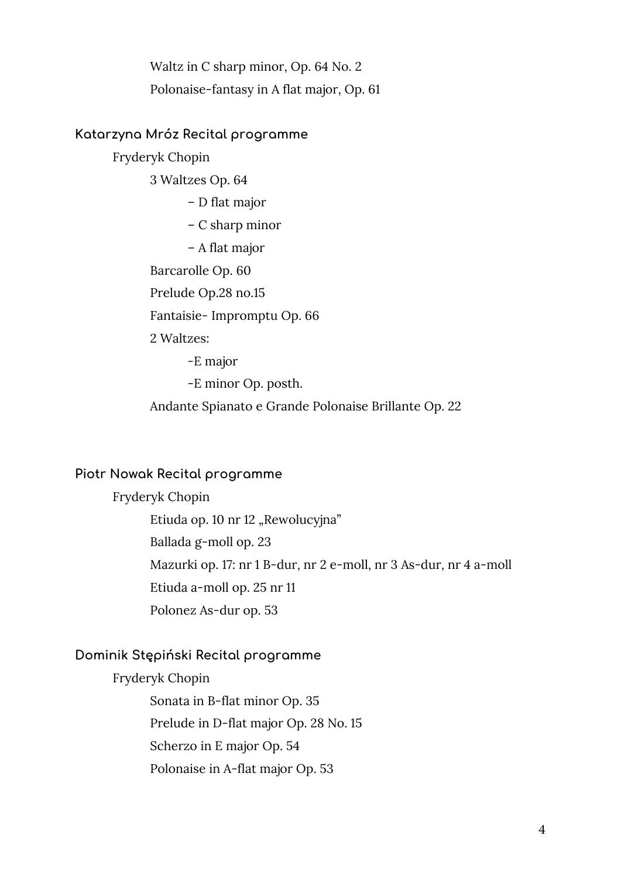Waltz in C sharp minor, Op. 64 No. 2

Polonaise-fantasy in A flat major, Op. 61

### Katarzyna Mróz Recital programme

Fryderyk Chopin

- 3 Waltzes Op. 64
  - – D flat major
  - – C sharp minor
  - – A flat major
- Barcarolle Op. 60
- Prelude Op.28 no.15
- Fantaisie- Impromptu Op. 66
- 2 Waltzes:
  - -E major
  - -E minor Op. posth.
- Andante Spianato e Grande Polonaise Brillante Op. 22

### Piotr Nowak Recital programme

Fryderyk Chopin

- Etiuda op. 10 nr 12 „Rewolucyjna"
- Ballada g-moll op. 23
- Mazurki op. 17: nr 1 B-dur, nr 2 e-moll, nr 3 As-dur, nr 4 a-moll
- Etiuda a-moll op. 25 nr 11
- Polonez As-dur op. 53

### Dominik Stępiński Recital programme

Fryderyk Chopin

- Sonata in B-flat minor Op. 35
- Prelude in D-flat major Op. 28 No. 15
- Scherzo in E major Op. 54
- Polonaise in A-flat major Op. 53